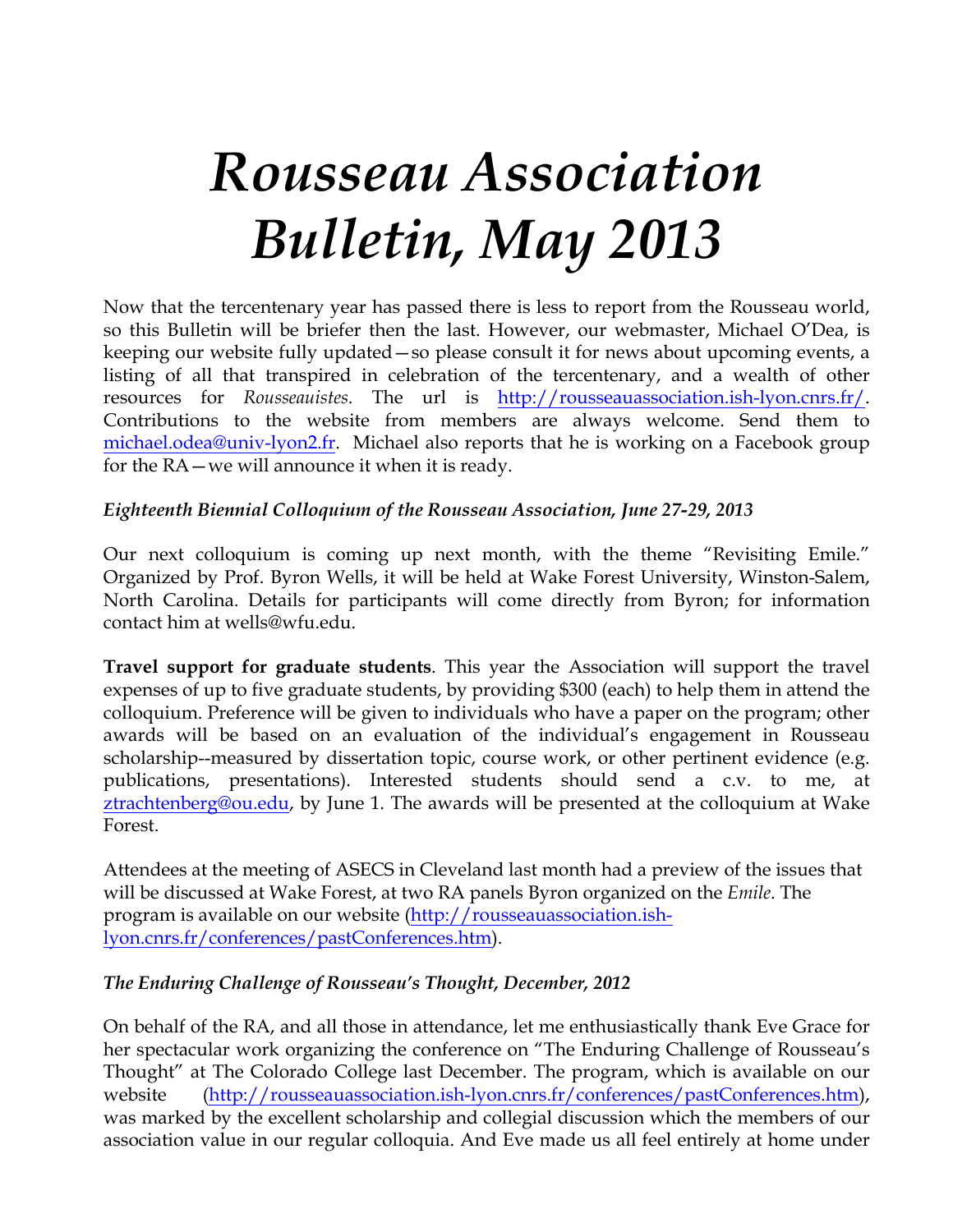# *Rousseau Association Bulletin, May 2013*

Now that the tercentenary year has passed there is less to report from the Rousseau world, so this Bulletin will be briefer then the last. However, our webmaster, Michael O'Dea, is keeping our website fully updated—so please consult it for news about upcoming events, a listing of all that transpired in celebration of the tercentenary, and a wealth of other resources for *Rousseauistes*. The url is http://rousseauassociation.ish-lyon.cnrs.fr/. Contributions to the website from members are always welcome. Send them to michael.odea@univ-lyon2.fr. Michael also reports that he is working on a Facebook group for the RA—we will announce it when it is ready.

### *Eighteenth Biennial Colloquium of the Rousseau Association, June 27-29, 2013*

Our next colloquium is coming up next month, with the theme "Revisiting Emile." Organized by Prof. Byron Wells, it will be held at Wake Forest University, Winston-Salem, North Carolina. Details for participants will come directly from Byron; for information contact him at wells@wfu.edu.

**Travel support for graduate students**. This year the Association will support the travel expenses of up to five graduate students, by providing $300 (each) to help them in attend the colloquium. Preference will be given to individuals who have a paper on the program; other awards will be based on an evaluation of the individual's engagement in Rousseau scholarship--measured by dissertation topic, course work, or other pertinent evidence (e.g. publications, presentations). Interested students should send a c.v. to me, at ztrachtenberg@ou.edu, by June 1. The awards will be presented at the colloquium at Wake Forest.

Attendees at the meeting of ASECS in Cleveland last month had a preview of the issues that will be discussed at Wake Forest, at two RA panels Byron organized on the *Emile*. The program is available on our website (http://rousseauassociation.ish-lyon.cnrs.fr/conferences/pastConferences.htm).

### *The Enduring Challenge of Rousseau's Thought, December, 2012*

On behalf of the RA, and all those in attendance, let me enthusiastically thank Eve Grace for her spectacular work organizing the conference on "The Enduring Challenge of Rousseau's Thought" at The Colorado College last December. The program, which is available on our website (http://rousseauassociation.ish-lyon.cnrs.fr/conferences/pastConferences.htm), was marked by the excellent scholarship and collegial discussion which the members of our association value in our regular colloquia. And Eve made us all feel entirely at home under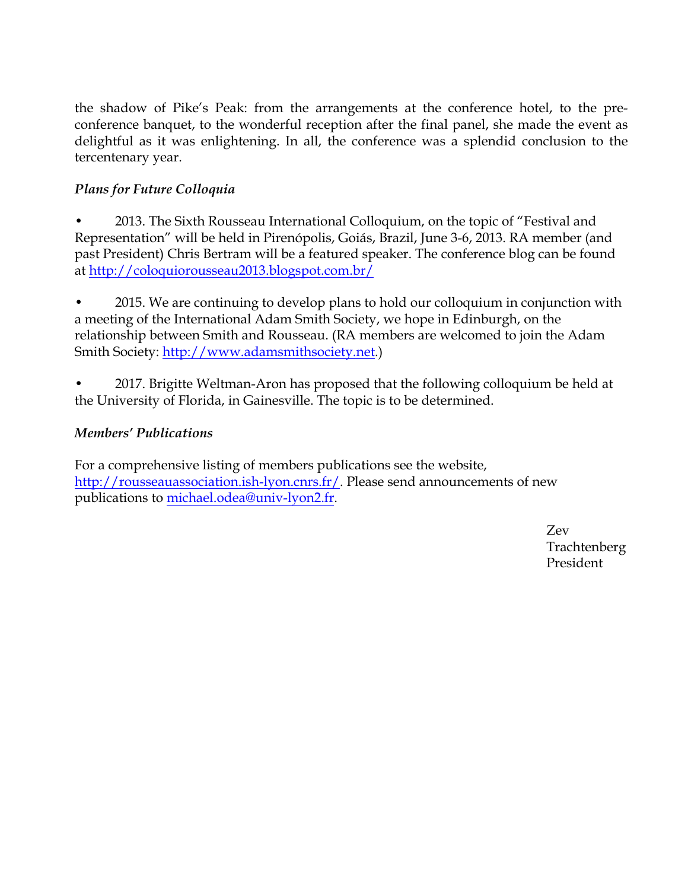the shadow of Pike's Peak: from the arrangements at the conference hotel, to the pre-conference banquet, to the wonderful reception after the final panel, she made the event as delightful as it was enlightening. In all, the conference was a splendid conclusion to the tercentenary year.

***Plans for Future Colloquia***

- 2013. The Sixth Rousseau International Colloquium, on the topic of "Festival and Representation" will be held in Pirenópolis, Goiás, Brazil, June 3-6, 2013. RA member (and past President) Chris Bertram will be a featured speaker. The conference blog can be found at http://coloquiorousseau2013.blogspot.com.br/

- 2015. We are continuing to develop plans to hold our colloquium in conjunction with a meeting of the International Adam Smith Society, we hope in Edinburgh, on the relationship between Smith and Rousseau. (RA members are welcomed to join the Adam Smith Society: http://www.adamsmithsociety.net.)

- 2017. Brigitte Weltman-Aron has proposed that the following colloquium be held at the University of Florida, in Gainesville. The topic is to be determined.

***Members' Publications***

For a comprehensive listing of members publications see the website, http://rousseauassociation.ish-lyon.cnrs.fr/. Please send announcements of new publications to michael.odea@univ-lyon2.fr.

Zev Trachtenberg
President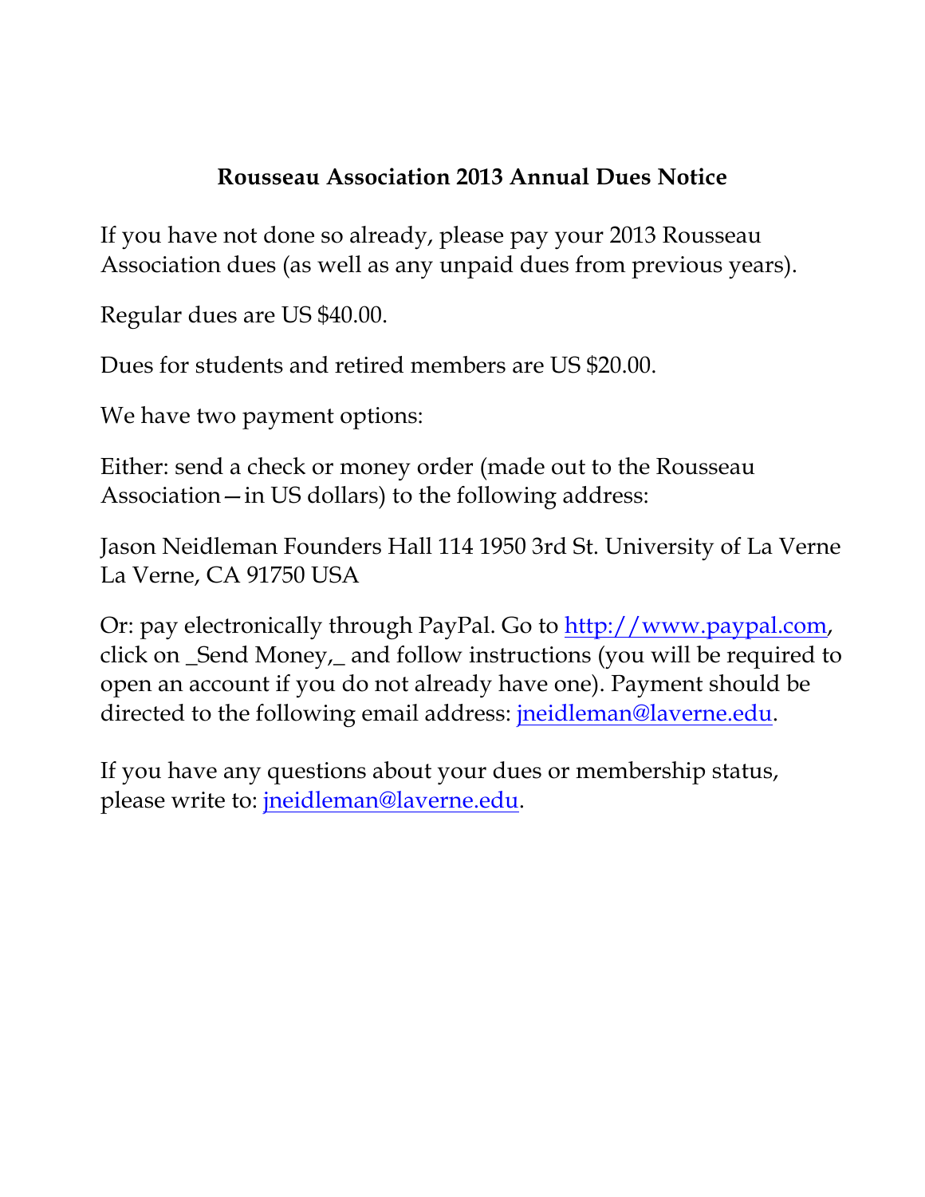**Rousseau Association 2013 Annual Dues Notice**

If you have not done so already, please pay your 2013 Rousseau Association dues (as well as any unpaid dues from previous years).

Regular dues are US $40.00.

Dues for students and retired members are US $20.00.

We have two payment options:

Either: send a check or money order (made out to the Rousseau Association—in US dollars) to the following address:

Jason Neidleman Founders Hall 114 1950 3rd St. University of La Verne La Verne, CA 91750 USA

Or: pay electronically through PayPal. Go to http://www.paypal.com, click on _Send Money,_ and follow instructions (you will be required to open an account if you do not already have one). Payment should be directed to the following email address: jneidleman@laverne.edu.

If you have any questions about your dues or membership status, please write to: jneidleman@laverne.edu.